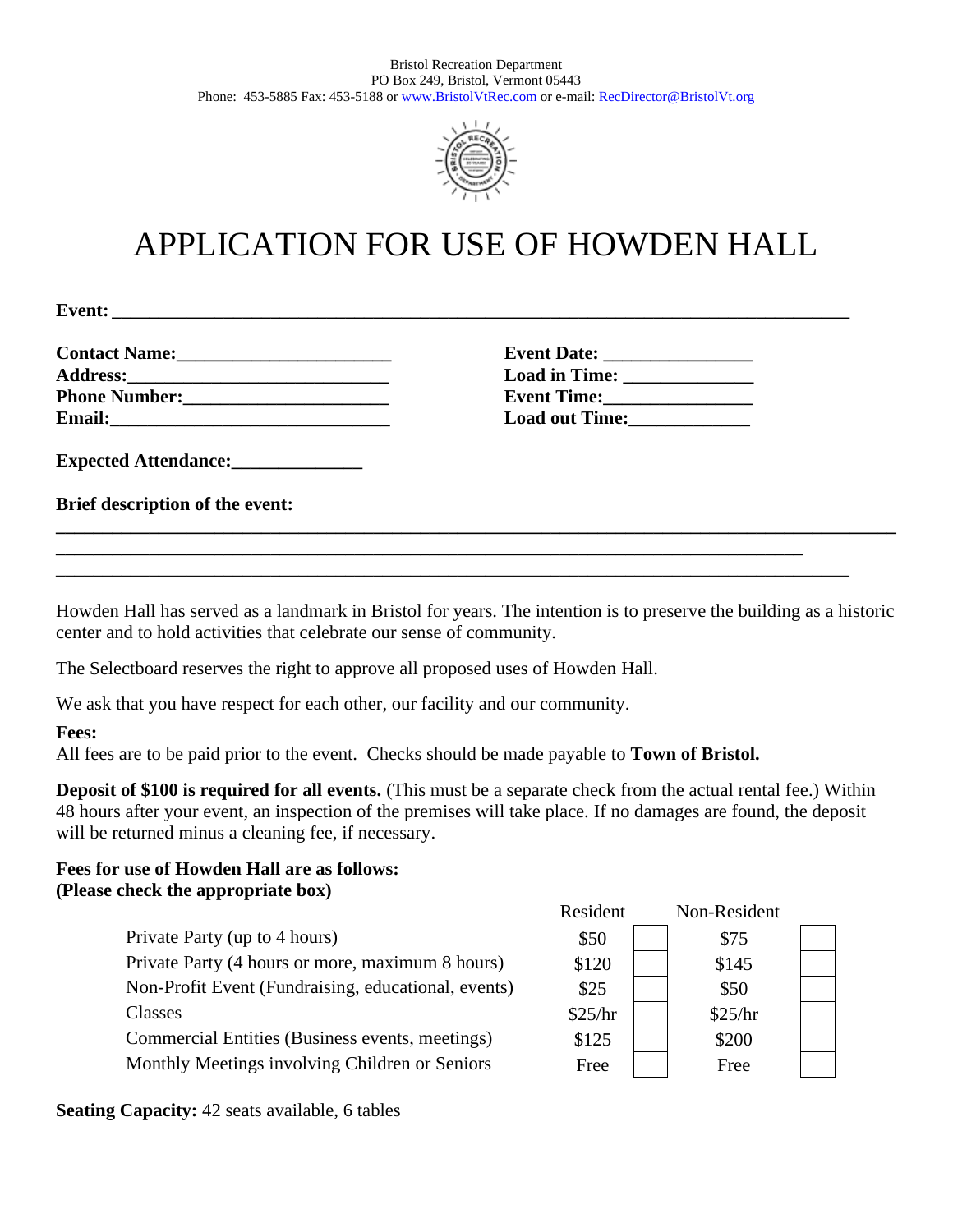Bristol Recreation Department
PO Box 249, Bristol, Vermont 05443
Phone: 453-5885 Fax: 453-5188 or www.BristolVtRec.com or e-mail: RecDirector@BristolVt.org

# APPLICATION FOR USE OF HOWDEN HALL

**Event:** ____________________________________________________________________________

**Contact Name:**______________________ **Event Date:** ________________
**Address:**___________________________ **Load in Time:** ______________
**Phone Number:**_____________________ **Event Time:**________________
**Email:**______________________________ **Load out Time:**_____________

**Expected Attendance:**______________

**Brief description of the event:**
_____________________________________________________________________________________________
_____________________________________________________________________________________
_____________________________________________________________________________________

Howden Hall has served as a landmark in Bristol for years. The intention is to preserve the building as a historic center and to hold activities that celebrate our sense of community.

The Selectboard reserves the right to approve all proposed uses of Howden Hall.

We ask that you have respect for each other, our facility and our community.

**Fees:**
All fees are to be paid prior to the event. Checks should be made payable to **Town of Bristol.**

**Deposit of $100 is required for all events.** (This must be a separate check from the actual rental fee.) Within 48 hours after your event, an inspection of the premises will take place. If no damages are found, the deposit will be returned minus a cleaning fee, if necessary.

**Fees for use of Howden Hall are as follows:**
**(Please check the appropriate box)**

| | Resident | | Non-Resident | |
|---|---|---|---|---|
| Private Party (up to 4 hours) | $50 | ☐ | $75 | ☐ |
| Private Party (4 hours or more, maximum 8 hours) | $120 | ☐ | $145 | ☐ |
| Non-Profit Event (Fundraising, educational, events) | $25 | ☐ | $50 | ☐ |
| Classes | $25/hr | ☐ | $25/hr | ☐ |
| Commercial Entities (Business events, meetings) | $125 | ☐ | $200 | ☐ |
| Monthly Meetings involving Children or Seniors | Free | ☐ | Free | ☐ |

**Seating Capacity:** 42 seats available, 6 tables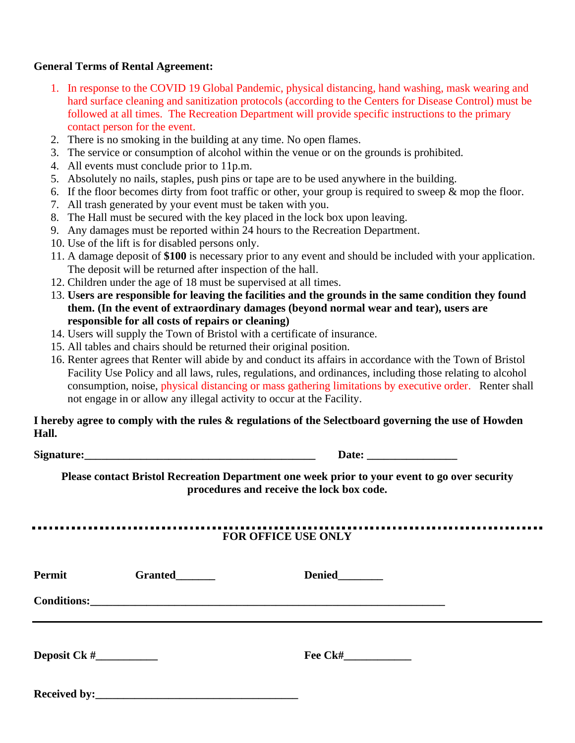**General Terms of Rental Agreement:**

1. In response to the COVID 19 Global Pandemic, physical distancing, hand washing, mask wearing and hard surface cleaning and sanitization protocols (according to the Centers for Disease Control) must be followed at all times. The Recreation Department will provide specific instructions to the primary contact person for the event.
2. There is no smoking in the building at any time. No open flames.
3. The service or consumption of alcohol within the venue or on the grounds is prohibited.
4. All events must conclude prior to 11p.m.
5. Absolutely no nails, staples, push pins or tape are to be used anywhere in the building.
6. If the floor becomes dirty from foot traffic or other, your group is required to sweep & mop the floor.
7. All trash generated by your event must be taken with you.
8. The Hall must be secured with the key placed in the lock box upon leaving.
9. Any damages must be reported within 24 hours to the Recreation Department.
10. Use of the lift is for disabled persons only.
11. A damage deposit of **$100** is necessary prior to any event and should be included with your application. The deposit will be returned after inspection of the hall.
12. Children under the age of 18 must be supervised at all times.
13. **Users are responsible for leaving the facilities and the grounds in the same condition they found them. (In the event of extraordinary damages (beyond normal wear and tear), users are responsible for all costs of repairs or cleaning)**
14. Users will supply the Town of Bristol with a certificate of insurance.
15. All tables and chairs should be returned their original position.
16. Renter agrees that Renter will abide by and conduct its affairs in accordance with the Town of Bristol Facility Use Policy and all laws, rules, regulations, and ordinances, including those relating to alcohol consumption, noise, physical distancing or mass gathering limitations by executive order. Renter shall not engage in or allow any illegal activity to occur at the Facility.

**I hereby agree to comply with the rules & regulations of the Selectboard governing the use of Howden Hall.**

**Signature:**\_\_\_\_\_\_\_\_\_\_\_\_\_\_\_\_\_\_\_\_\_\_\_\_\_\_\_\_\_\_\_\_\_\_\_\_\_\_\_\_ **Date:** \_\_\_\_\_\_\_\_\_\_\_\_\_\_\_\_

**Please contact Bristol Recreation Department one week prior to your event to go over security procedures and receive the lock box code.**

---

**FOR OFFICE USE ONLY**

**Permit** **Granted**\_\_\_\_\_\_\_ **Denied**\_\_\_\_\_\_\_\_

**Conditions:**\_\_\_\_\_\_\_\_\_\_\_\_\_\_\_\_\_\_\_\_\_\_\_\_\_\_\_\_\_\_\_\_\_\_\_\_\_\_\_\_\_\_\_\_\_\_\_\_\_\_\_\_\_\_\_\_\_\_\_\_\_\_\_\_\_\_

---

**Deposit Ck #**\_\_\_\_\_\_\_\_\_\_\_ **Fee Ck#**\_\_\_\_\_\_\_\_\_\_\_\_

**Received by:**\_\_\_\_\_\_\_\_\_\_\_\_\_\_\_\_\_\_\_\_\_\_\_\_\_\_\_\_\_\_\_\_\_\_\_\_